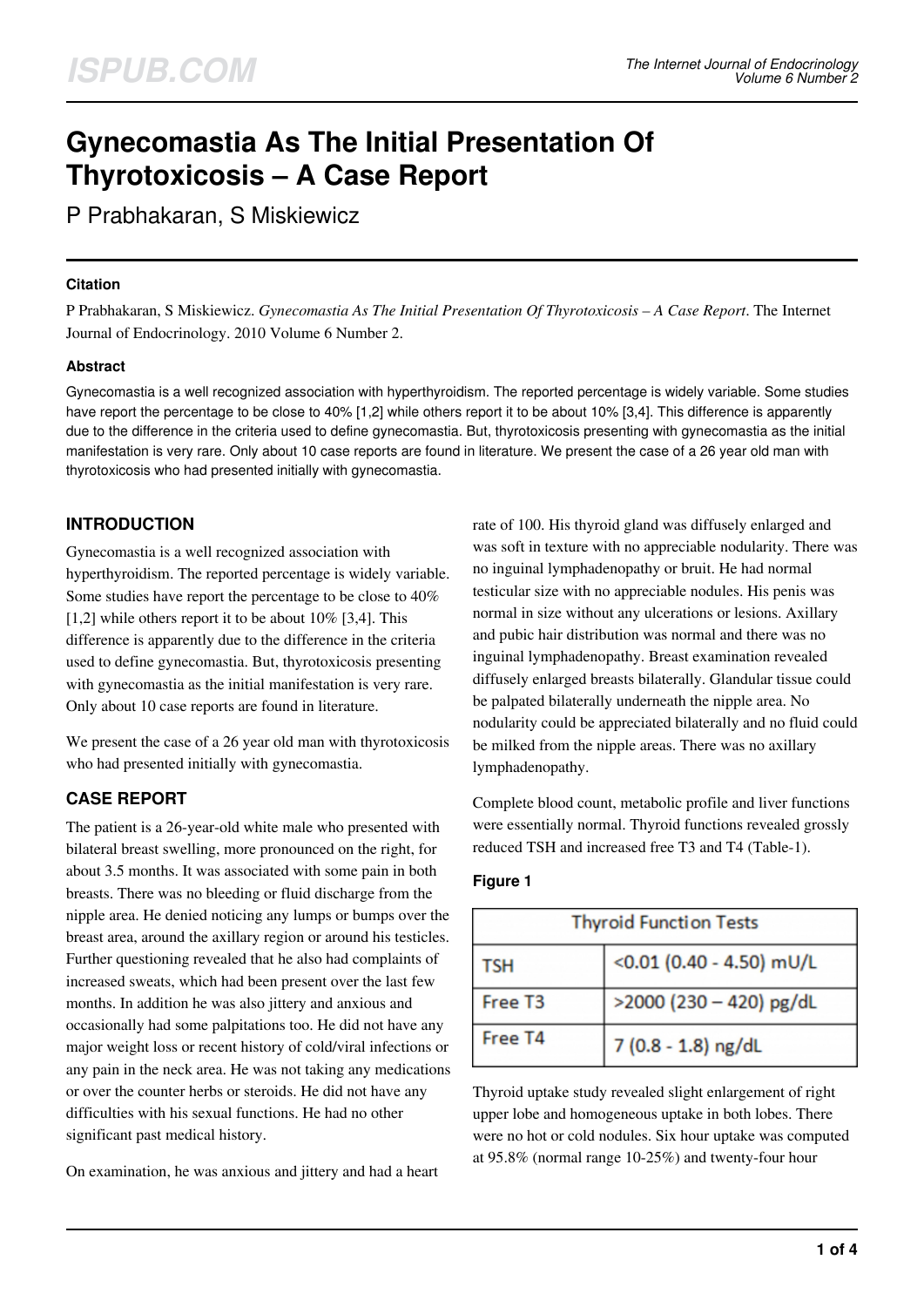# Gynecomastia As The Initial Presentation Of Thyrotoxicosis – A Case Report

P Prabhakaran, S Miskiewicz

### Citation

P Prabhakaran, S Miskiewicz. *Gynecomastia As The Initial Presentation Of Thyrotoxicosis – A Case Report*. The Internet Journal of Endocrinology. 2010 Volume 6 Number 2.

### Abstract

Gynecomastia is a well recognized association with hyperthyroidism. The reported percentage is widely variable. Some studies have report the percentage to be close to 40% [1,2] while others report it to be about 10% [3,4]. This difference is apparently due to the difference in the criteria used to define gynecomastia. But, thyrotoxicosis presenting with gynecomastia as the initial manifestation is very rare. Only about 10 case reports are found in literature. We present the case of a 26 year old man with thyrotoxicosis who had presented initially with gynecomastia.

## INTRODUCTION

Gynecomastia is a well recognized association with hyperthyroidism. The reported percentage is widely variable. Some studies have report the percentage to be close to 40% [1,2] while others report it to be about 10% [3,4]. This difference is apparently due to the difference in the criteria used to define gynecomastia. But, thyrotoxicosis presenting with gynecomastia as the initial manifestation is very rare. Only about 10 case reports are found in literature.

We present the case of a 26 year old man with thyrotoxicosis who had presented initially with gynecomastia.

## CASE REPORT

The patient is a 26-year-old white male who presented with bilateral breast swelling, more pronounced on the right, for about 3.5 months. It was associated with some pain in both breasts. There was no bleeding or fluid discharge from the nipple area. He denied noticing any lumps or bumps over the breast area, around the axillary region or around his testicles. Further questioning revealed that he also had complaints of increased sweats, which had been present over the last few months. In addition he was also jittery and anxious and occasionally had some palpitations too. He did not have any major weight loss or recent history of cold/viral infections or any pain in the neck area. He was not taking any medications or over the counter herbs or steroids. He did not have any difficulties with his sexual functions. He had no other significant past medical history.

On examination, he was anxious and jittery and had a heart rate of 100. His thyroid gland was diffusely enlarged and was soft in texture with no appreciable nodularity. There was no inguinal lymphadenopathy or bruit. He had normal testicular size with no appreciable nodules. His penis was normal in size without any ulcerations or lesions. Axillary and pubic hair distribution was normal and there was no inguinal lymphadenopathy. Breast examination revealed diffusely enlarged breasts bilaterally. Glandular tissue could be palpated bilaterally underneath the nipple area. No nodularity could be appreciated bilaterally and no fluid could be milked from the nipple areas. There was no axillary lymphadenopathy.

Complete blood count, metabolic profile and liver functions were essentially normal. Thyroid functions revealed grossly reduced TSH and increased free T3 and T4 (Table-1).

### Figure 1

| Thyroid Function Tests | |
|---|---|
| TSH | <0.01 (0.40 - 4.50) mU/L |
| Free T3 | >2000 (230 – 420) pg/dL |
| Free T4 | 7 (0.8 - 1.8) ng/dL |

Thyroid uptake study revealed slight enlargement of right upper lobe and homogeneous uptake in both lobes. There were no hot or cold nodules. Six hour uptake was computed at 95.8% (normal range 10-25%) and twenty-four hour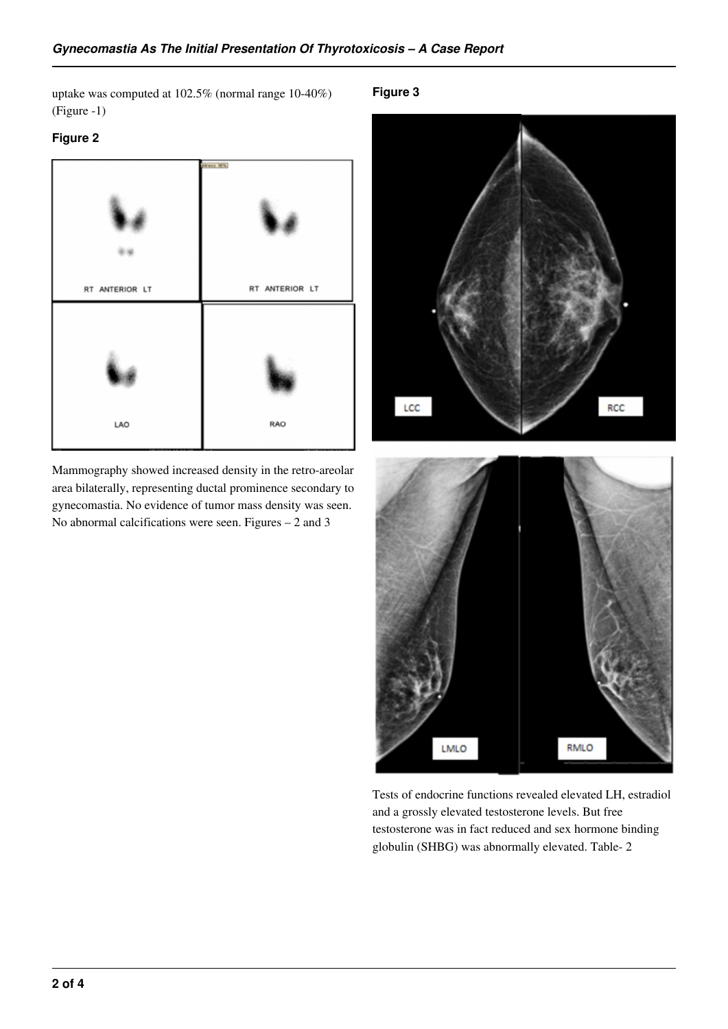uptake was computed at 102.5% (normal range 10-40%) (Figure -1)

**Figure 2**

Mammography showed increased density in the retro-areolar area bilaterally, representing ductal prominence secondary to gynecomastia. No evidence of tumor mass density was seen. No abnormal calcifications were seen. Figures – 2 and 3

**Figure 3**

Tests of endocrine functions revealed elevated LH, estradiol and a grossly elevated testosterone levels. But free testosterone was in fact reduced and sex hormone binding globulin (SHBG) was abnormally elevated. Table- 2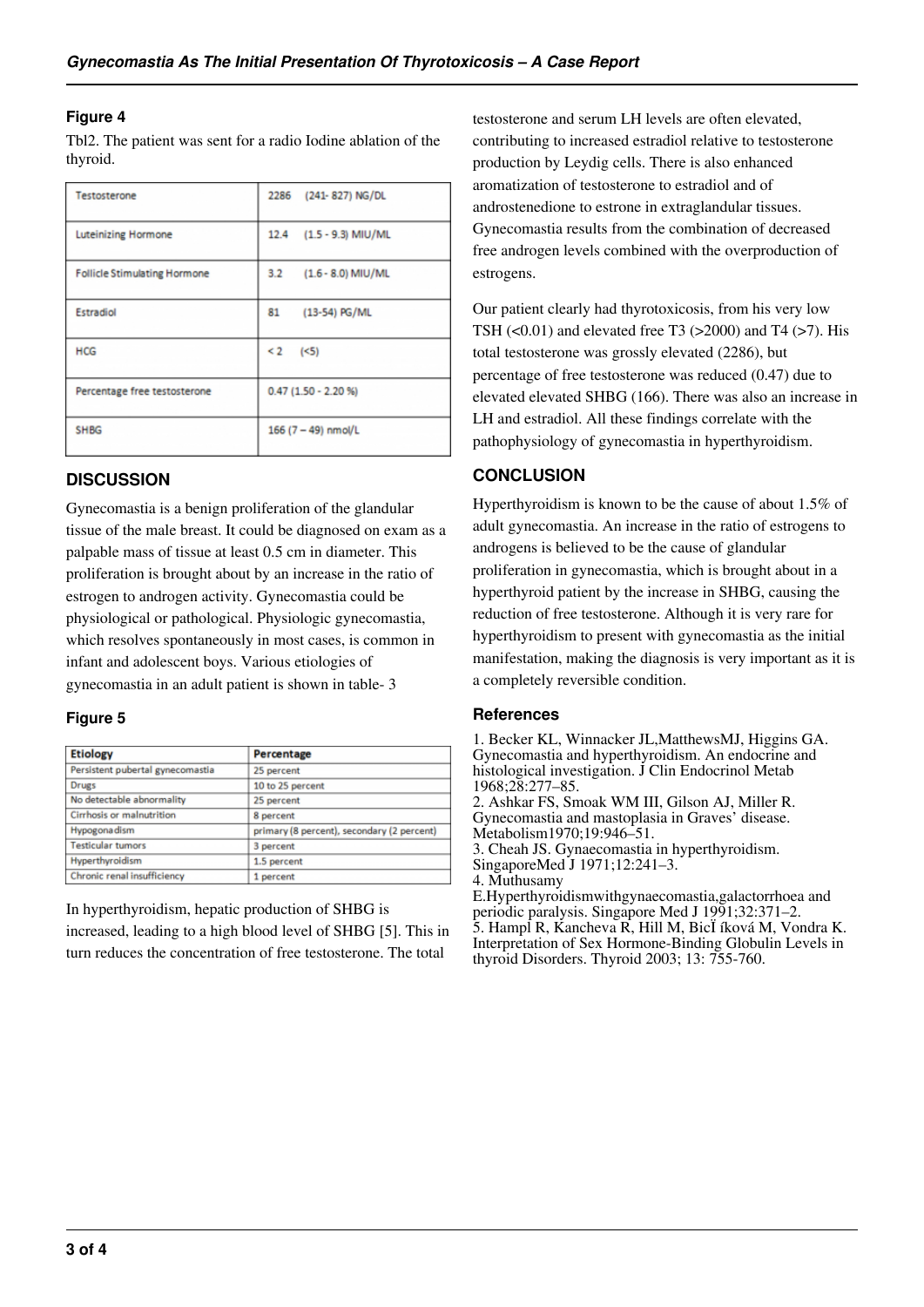### Figure 4

Tbl2. The patient was sent for a radio Iodine ablation of the thyroid.

| | |
|---|---|
| Testosterone | 2286 (241- 827) NG/DL |
| Luteinizing Hormone | 12.4 (1.5 - 9.3) MIU/ML |
| Follicle Stimulating Hormone | 3.2 (1.6 - 8.0) MIU/ML |
| Estradiol | 81 (13-54) PG/ML |
| HCG | < 2 (<5) |
| Percentage free testosterone | 0.47 (1.50 - 2.20 %) |
| SHBG | 166 (7 – 49) nmol/L |

## DISCUSSION

Gynecomastia is a benign proliferation of the glandular tissue of the male breast. It could be diagnosed on exam as a palpable mass of tissue at least 0.5 cm in diameter. This proliferation is brought about by an increase in the ratio of estrogen to androgen activity. Gynecomastia could be physiological or pathological. Physiologic gynecomastia, which resolves spontaneously in most cases, is common in infant and adolescent boys. Various etiologies of gynecomastia in an adult patient is shown in table- 3

### Figure 5

| Etiology | Percentage |
|---|---|
| Persistent pubertal gynecomastia | 25 percent |
| Drugs | 10 to 25 percent |
| No detectable abnormality | 25 percent |
| Cirrhosis or malnutrition | 8 percent |
| Hypogonadism | primary (8 percent), secondary (2 percent) |
| Testicular tumors | 3 percent |
| Hyperthyroidism | 1.5 percent |
| Chronic renal insufficiency | 1 percent |

In hyperthyroidism, hepatic production of SHBG is increased, leading to a high blood level of SHBG [5]. This in turn reduces the concentration of free testosterone. The total testosterone and serum LH levels are often elevated, contributing to increased estradiol relative to testosterone production by Leydig cells. There is also enhanced aromatization of testosterone to estradiol and of androstenedione to estrone in extraglandular tissues. Gynecomastia results from the combination of decreased free androgen levels combined with the overproduction of estrogens.

Our patient clearly had thyrotoxicosis, from his very low TSH (<0.01) and elevated free T3 (>2000) and T4 (>7). His total testosterone was grossly elevated (2286), but percentage of free testosterone was reduced (0.47) due to elevated elevated SHBG (166). There was also an increase in LH and estradiol. All these findings correlate with the pathophysiology of gynecomastia in hyperthyroidism.

## CONCLUSION

Hyperthyroidism is known to be the cause of about 1.5% of adult gynecomastia. An increase in the ratio of estrogens to androgens is believed to be the cause of glandular proliferation in gynecomastia, which is brought about in a hyperthyroid patient by the increase in SHBG, causing the reduction of free testosterone. Although it is very rare for hyperthyroidism to present with gynecomastia as the initial manifestation, making the diagnosis is very important as it is a completely reversible condition.

### References

1. Becker KL, Winnacker JL,MatthewsMJ, Higgins GA. Gynecomastia and hyperthyroidism. An endocrine and histological investigation. J Clin Endocrinol Metab 1968;28:277–85.
2. Ashkar FS, Smoak WM III, Gilson AJ, Miller R. Gynecomastia and mastoplasia in Graves' disease. Metabolism1970;19:946–51.
3. Cheah JS. Gynaecomastia in hyperthyroidism. SingaporeMed J 1971;12:241–3.
4. Muthusamy E.Hyperthyroidismwithgynaecomastia,galactorrhoea and periodic paralysis. Singapore Med J 1991;32:371–2.
5. Hampl R, Kancheva R, Hill M, BicÏ íková M, Vondra K. Interpretation of Sex Hormone-Binding Globulin Levels in thyroid Disorders. Thyroid 2003; 13: 755-760.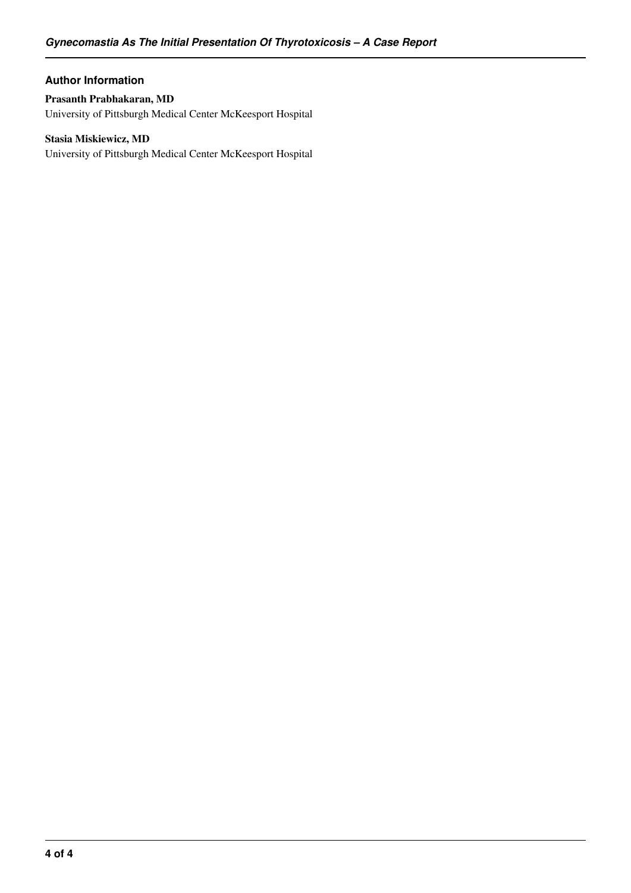### Author Information

**Prasanth Prabhakaran, MD**
University of Pittsburgh Medical Center McKeesport Hospital

**Stasia Miskiewicz, MD**
University of Pittsburgh Medical Center McKeesport Hospital